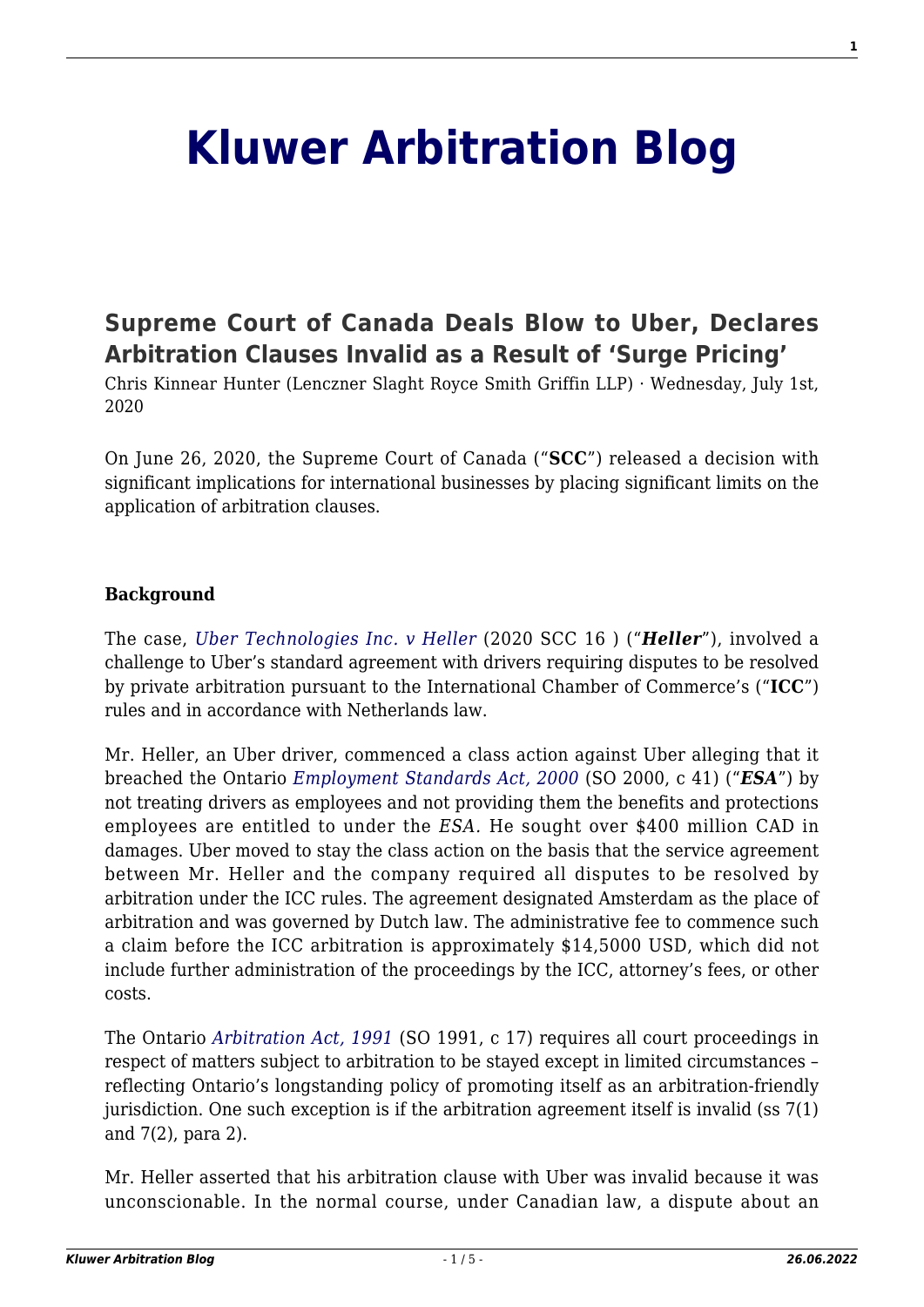# Kluwer Arbitration Blog

## Supreme Court of Canada Deals Blow to Uber, Declares Arbitration Clauses Invalid as a Result of 'Surge Pricing'

Chris Kinnear Hunter (Lenczner Slaght Royce Smith Griffin LLP) · Wednesday, July 1st, 2020

On June 26, 2020, the Supreme Court of Canada ("**SCC**") released a decision with significant implications for international businesses by placing significant limits on the application of arbitration clauses.

**Background**

The case, *Uber Technologies Inc. v Heller* (2020 SCC 16 ) ("***Heller***"), involved a challenge to Uber's standard agreement with drivers requiring disputes to be resolved by private arbitration pursuant to the International Chamber of Commerce's ("**ICC**") rules and in accordance with Netherlands law.

Mr. Heller, an Uber driver, commenced a class action against Uber alleging that it breached the Ontario *Employment Standards Act, 2000* (SO 2000, c 41) ("***ESA***") by not treating drivers as employees and not providing them the benefits and protections employees are entitled to under the *ESA.* He sought over $400 million CAD in damages. Uber moved to stay the class action on the basis that the service agreement between Mr. Heller and the company required all disputes to be resolved by arbitration under the ICC rules. The agreement designated Amsterdam as the place of arbitration and was governed by Dutch law. The administrative fee to commence such a claim before the ICC arbitration is approximately $14,5000 USD, which did not include further administration of the proceedings by the ICC, attorney's fees, or other costs.

The Ontario *Arbitration Act, 1991* (SO 1991, c 17) requires all court proceedings in respect of matters subject to arbitration to be stayed except in limited circumstances – reflecting Ontario's longstanding policy of promoting itself as an arbitration-friendly jurisdiction. One such exception is if the arbitration agreement itself is invalid (ss 7(1) and 7(2), para 2).

Mr. Heller asserted that his arbitration clause with Uber was invalid because it was unconscionable. In the normal course, under Canadian law, a dispute about an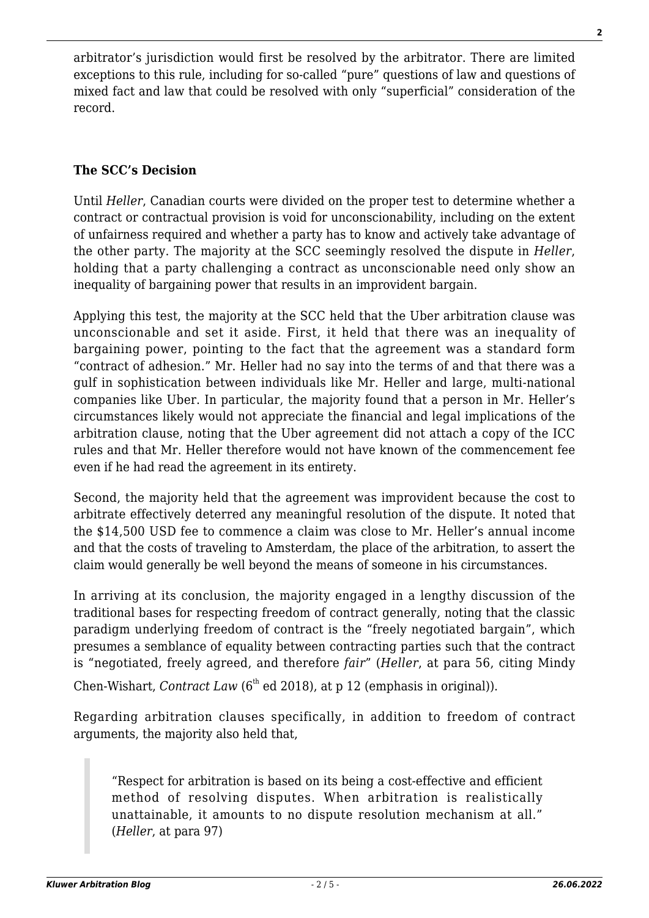arbitrator's jurisdiction would first be resolved by the arbitrator. There are limited exceptions to this rule, including for so-called "pure" questions of law and questions of mixed fact and law that could be resolved with only "superficial" consideration of the record.

**The SCC's Decision**

Until *Heller*, Canadian courts were divided on the proper test to determine whether a contract or contractual provision is void for unconscionability, including on the extent of unfairness required and whether a party has to know and actively take advantage of the other party. The majority at the SCC seemingly resolved the dispute in *Heller*, holding that a party challenging a contract as unconscionable need only show an inequality of bargaining power that results in an improvident bargain.

Applying this test, the majority at the SCC held that the Uber arbitration clause was unconscionable and set it aside. First, it held that there was an inequality of bargaining power, pointing to the fact that the agreement was a standard form "contract of adhesion." Mr. Heller had no say into the terms of and that there was a gulf in sophistication between individuals like Mr. Heller and large, multi-national companies like Uber. In particular, the majority found that a person in Mr. Heller's circumstances likely would not appreciate the financial and legal implications of the arbitration clause, noting that the Uber agreement did not attach a copy of the ICC rules and that Mr. Heller therefore would not have known of the commencement fee even if he had read the agreement in its entirety.

Second, the majority held that the agreement was improvident because the cost to arbitrate effectively deterred any meaningful resolution of the dispute. It noted that the $14,500 USD fee to commence a claim was close to Mr. Heller's annual income and that the costs of traveling to Amsterdam, the place of the arbitration, to assert the claim would generally be well beyond the means of someone in his circumstances.

In arriving at its conclusion, the majority engaged in a lengthy discussion of the traditional bases for respecting freedom of contract generally, noting that the classic paradigm underlying freedom of contract is the "freely negotiated bargain", which presumes a semblance of equality between contracting parties such that the contract is "negotiated, freely agreed, and therefore *fair*" (*Heller*, at para 56, citing Mindy Chen-Wishart, *Contract Law* (6th ed 2018), at p 12 (emphasis in original)).

Regarding arbitration clauses specifically, in addition to freedom of contract arguments, the majority also held that,

> "Respect for arbitration is based on its being a cost-effective and efficient method of resolving disputes. When arbitration is realistically unattainable, it amounts to no dispute resolution mechanism at all." (*Heller*, at para 97)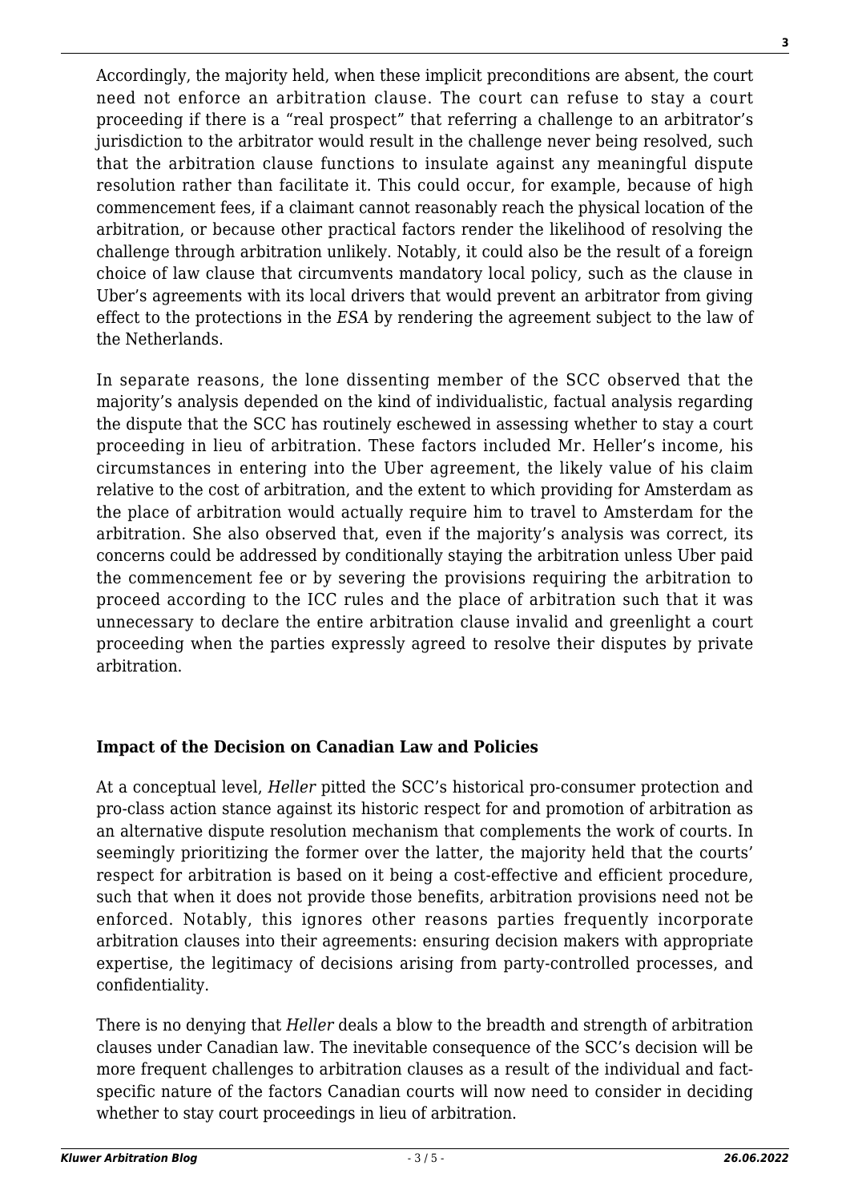Accordingly, the majority held, when these implicit preconditions are absent, the court need not enforce an arbitration clause. The court can refuse to stay a court proceeding if there is a "real prospect" that referring a challenge to an arbitrator's jurisdiction to the arbitrator would result in the challenge never being resolved, such that the arbitration clause functions to insulate against any meaningful dispute resolution rather than facilitate it. This could occur, for example, because of high commencement fees, if a claimant cannot reasonably reach the physical location of the arbitration, or because other practical factors render the likelihood of resolving the challenge through arbitration unlikely. Notably, it could also be the result of a foreign choice of law clause that circumvents mandatory local policy, such as the clause in Uber's agreements with its local drivers that would prevent an arbitrator from giving effect to the protections in the *ESA* by rendering the agreement subject to the law of the Netherlands.

In separate reasons, the lone dissenting member of the SCC observed that the majority's analysis depended on the kind of individualistic, factual analysis regarding the dispute that the SCC has routinely eschewed in assessing whether to stay a court proceeding in lieu of arbitration. These factors included Mr. Heller's income, his circumstances in entering into the Uber agreement, the likely value of his claim relative to the cost of arbitration, and the extent to which providing for Amsterdam as the place of arbitration would actually require him to travel to Amsterdam for the arbitration. She also observed that, even if the majority's analysis was correct, its concerns could be addressed by conditionally staying the arbitration unless Uber paid the commencement fee or by severing the provisions requiring the arbitration to proceed according to the ICC rules and the place of arbitration such that it was unnecessary to declare the entire arbitration clause invalid and greenlight a court proceeding when the parties expressly agreed to resolve their disputes by private arbitration.

## Impact of the Decision on Canadian Law and Policies

At a conceptual level, *Heller* pitted the SCC's historical pro-consumer protection and pro-class action stance against its historic respect for and promotion of arbitration as an alternative dispute resolution mechanism that complements the work of courts. In seemingly prioritizing the former over the latter, the majority held that the courts' respect for arbitration is based on it being a cost-effective and efficient procedure, such that when it does not provide those benefits, arbitration provisions need not be enforced. Notably, this ignores other reasons parties frequently incorporate arbitration clauses into their agreements: ensuring decision makers with appropriate expertise, the legitimacy of decisions arising from party-controlled processes, and confidentiality.

There is no denying that *Heller* deals a blow to the breadth and strength of arbitration clauses under Canadian law. The inevitable consequence of the SCC's decision will be more frequent challenges to arbitration clauses as a result of the individual and fact-specific nature of the factors Canadian courts will now need to consider in deciding whether to stay court proceedings in lieu of arbitration.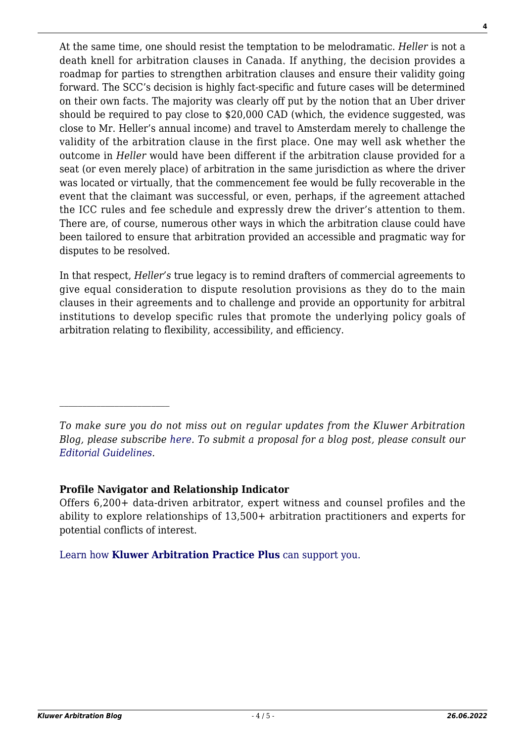At the same time, one should resist the temptation to be melodramatic. *Heller* is not a death knell for arbitration clauses in Canada. If anything, the decision provides a roadmap for parties to strengthen arbitration clauses and ensure their validity going forward. The SCC's decision is highly fact-specific and future cases will be determined on their own facts. The majority was clearly off put by the notion that an Uber driver should be required to pay close to $20,000 CAD (which, the evidence suggested, was close to Mr. Heller's annual income) and travel to Amsterdam merely to challenge the validity of the arbitration clause in the first place. One may well ask whether the outcome in *Heller* would have been different if the arbitration clause provided for a seat (or even merely place) of arbitration in the same jurisdiction as where the driver was located or virtually, that the commencement fee would be fully recoverable in the event that the claimant was successful, or even, perhaps, if the agreement attached the ICC rules and fee schedule and expressly drew the driver's attention to them. There are, of course, numerous other ways in which the arbitration clause could have been tailored to ensure that arbitration provided an accessible and pragmatic way for disputes to be resolved.

In that respect, *Heller's* true legacy is to remind drafters of commercial agreements to give equal consideration to dispute resolution provisions as they do to the main clauses in their agreements and to challenge and provide an opportunity for arbitral institutions to develop specific rules that promote the underlying policy goals of arbitration relating to flexibility, accessibility, and efficiency.

---

*To make sure you do not miss out on regular updates from the Kluwer Arbitration Blog, please subscribe here. To submit a proposal for a blog post, please consult our Editorial Guidelines.*

**Profile Navigator and Relationship Indicator**

Offers 6,200+ data-driven arbitrator, expert witness and counsel profiles and the ability to explore relationships of 13,500+ arbitration practitioners and experts for potential conflicts of interest.

Learn how **Kluwer Arbitration Practice Plus** can support you.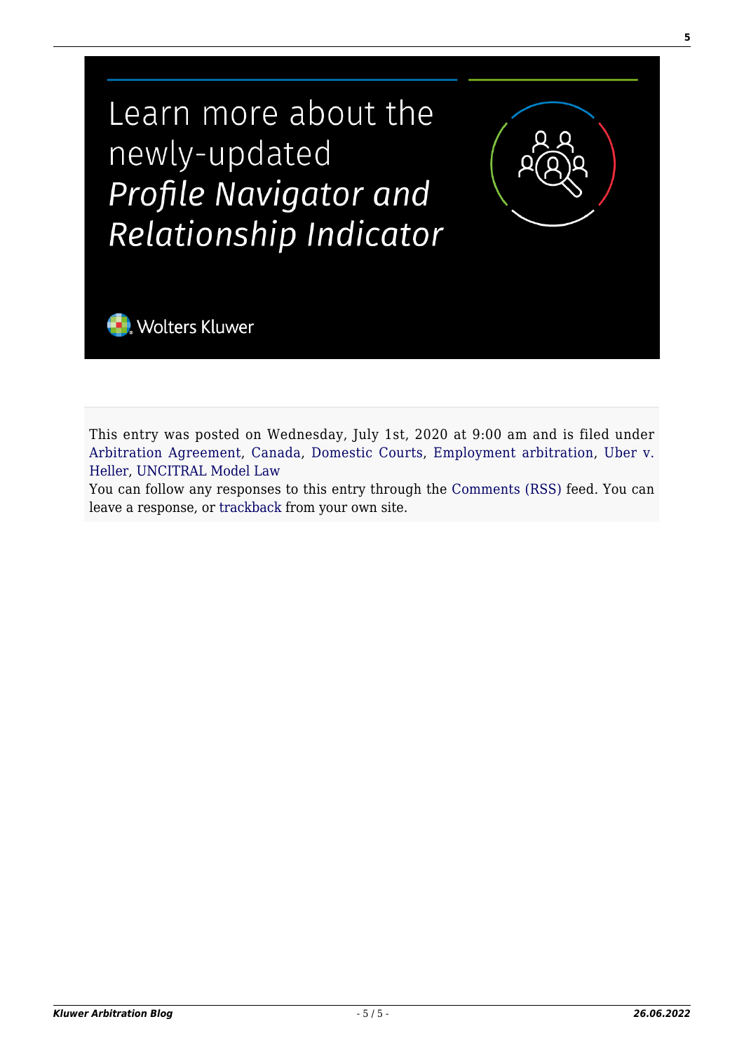Learn more about the newly-updated *Profile Navigator and Relationship Indicator*

Wolters Kluwer

This entry was posted on Wednesday, July 1st, 2020 at 9:00 am and is filed under Arbitration Agreement, Canada, Domestic Courts, Employment arbitration, Uber v. Heller, UNCITRAL Model Law
You can follow any responses to this entry through the Comments (RSS) feed. You can leave a response, or trackback from your own site.